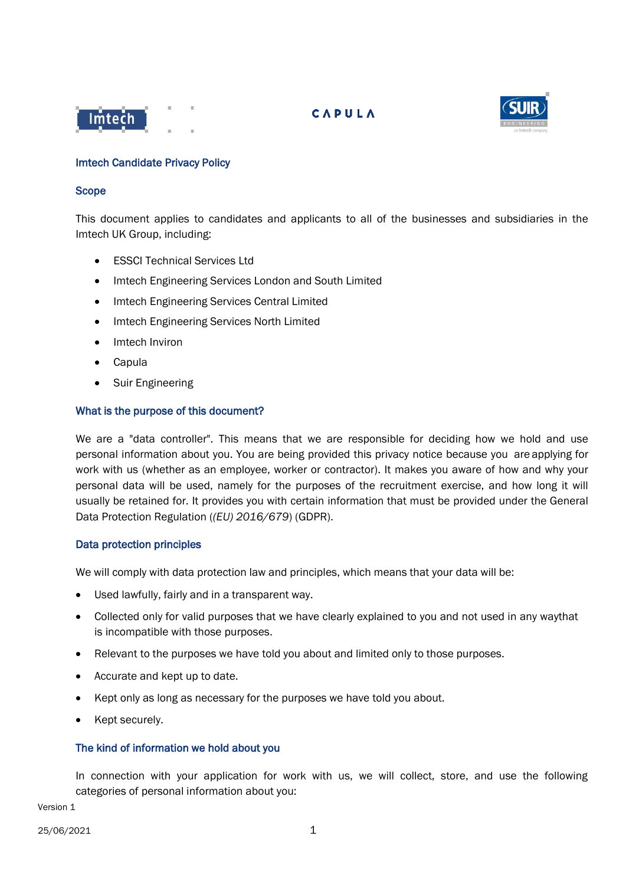# Imtech Candidate Privacy Policy

## Scope

This document applies to candidates and applicants to all of the businesses and subsidiaries in the Imtech UK Group, including:

- ESSCI Technical Services Ltd
- Imtech Engineering Services London and South Limited
- Imtech Engineering Services Central Limited
- Imtech Engineering Services North Limited
- Imtech Inviron
- Capula
- Suir Engineering

## What is the purpose of this document?

We are a "data controller". This means that we are responsible for deciding how we hold and use personal information about you. You are being provided this privacy notice because you are applying for work with us (whether as an employee, worker or contractor). It makes you aware of how and why your personal data will be used, namely for the purposes of the recruitment exercise, and how long it will usually be retained for. It provides you with certain information that must be provided under the General Data Protection Regulation (*(EU) 2016/679*) (GDPR).

## Data protection principles

We will comply with data protection law and principles, which means that your data will be:

- Used lawfully, fairly and in a transparent way.
- Collected only for valid purposes that we have clearly explained to you and not used in any waythat is incompatible with those purposes.
- Relevant to the purposes we have told you about and limited only to those purposes.
- Accurate and kept up to date.
- Kept only as long as necessary for the purposes we have told you about.
- Kept securely.

## The kind of information we hold about you

In connection with your application for work with us, we will collect, store, and use the following categories of personal information about you: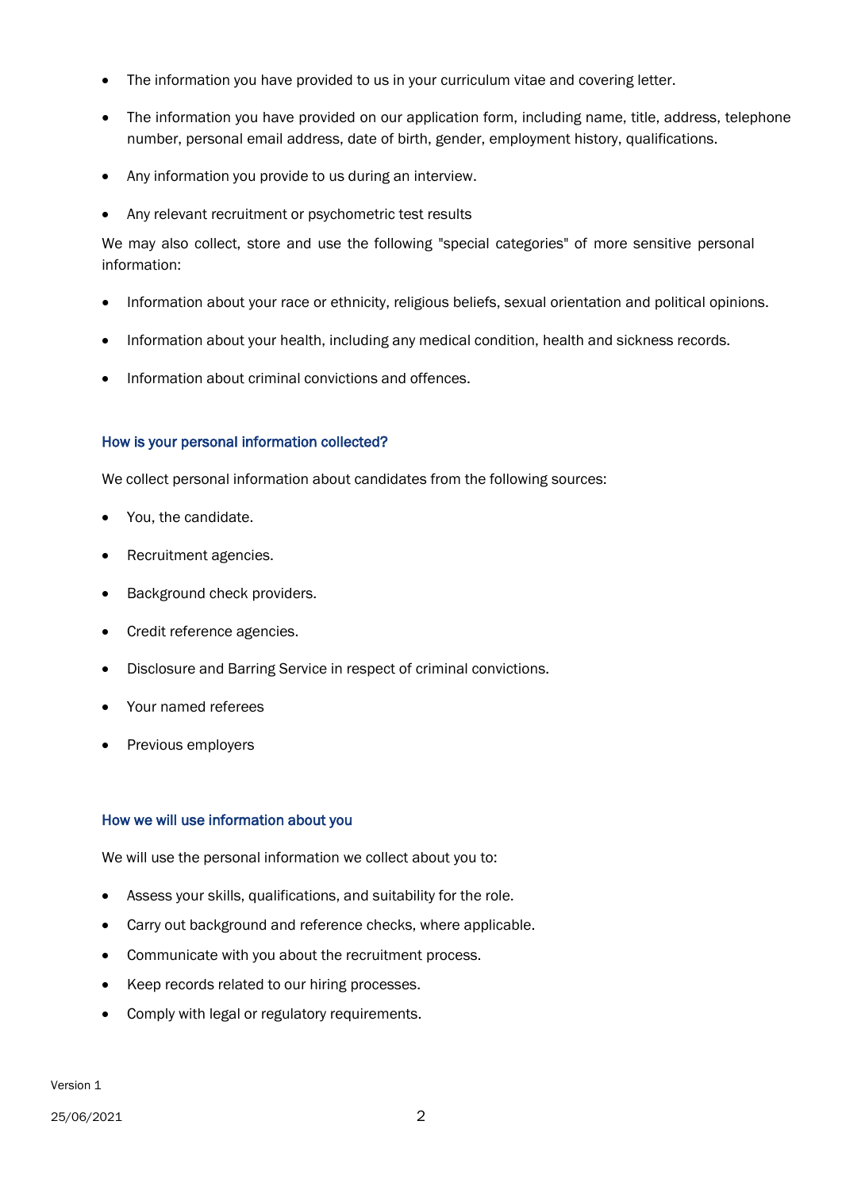- The information you have provided to us in your curriculum vitae and covering letter.
- The information you have provided on our application form, including name, title, address, telephone number, personal email address, date of birth, gender, employment history, qualifications.
- Any information you provide to us during an interview.
- Any relevant recruitment or psychometric test results

We may also collect, store and use the following "special categories" of more sensitive personal information:

- Information about your race or ethnicity, religious beliefs, sexual orientation and political opinions.
- Information about your health, including any medical condition, health and sickness records.
- Information about criminal convictions and offences.

### How is your personal information collected?

We collect personal information about candidates from the following sources:

- You, the candidate.
- Recruitment agencies.
- Background check providers.
- Credit reference agencies.
- Disclosure and Barring Service in respect of criminal convictions.
- Your named referees
- Previous employers

### How we will use information about you

We will use the personal information we collect about you to:

- Assess your skills, qualifications, and suitability for the role.
- Carry out background and reference checks, where applicable.
- Communicate with you about the recruitment process.
- Keep records related to our hiring processes.
- Comply with legal or regulatory requirements.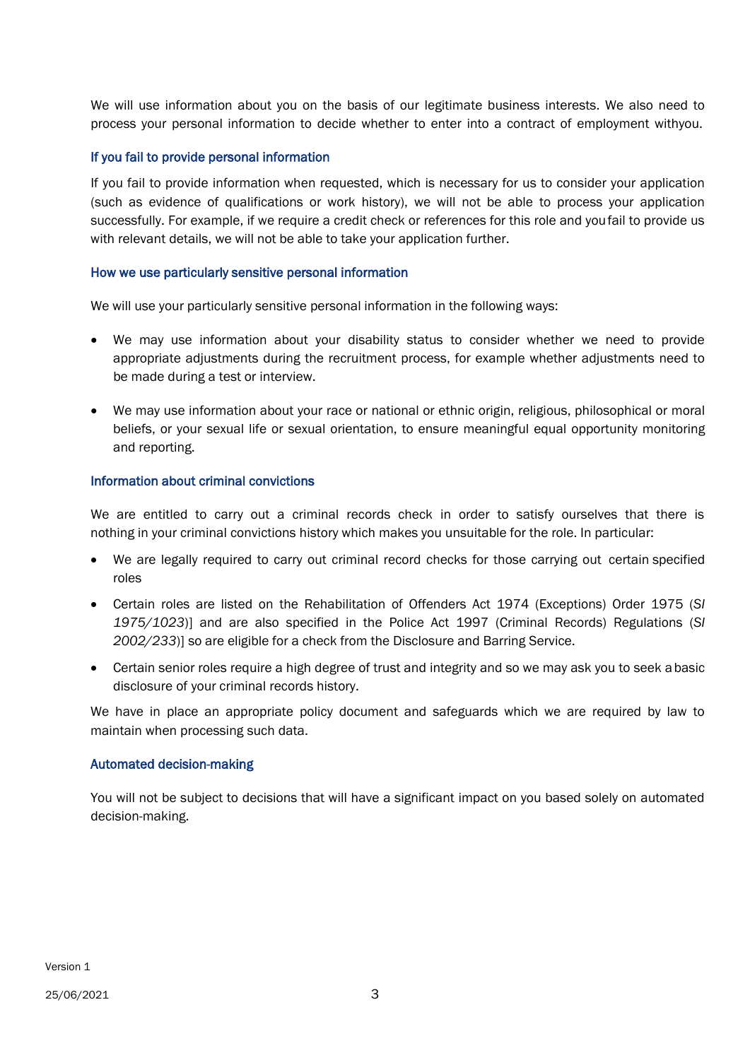We will use information about you on the basis of our legitimate business interests. We also need to process your personal information to decide whether to enter into a contract of employment withyou.

### If you fail to provide personal information

If you fail to provide information when requested, which is necessary for us to consider your application (such as evidence of qualifications or work history), we will not be able to process your application successfully. For example, if we require a credit check or references for this role and youfail to provide us with relevant details, we will not be able to take your application further.

### How we use particularly sensitive personal information

We will use your particularly sensitive personal information in the following ways:

- We may use information about your disability status to consider whether we need to provide appropriate adjustments during the recruitment process, for example whether adjustments need to be made during a test or interview.

- We may use information about your race or national or ethnic origin, religious, philosophical or moral beliefs, or your sexual life or sexual orientation, to ensure meaningful equal opportunity monitoring and reporting.

### Information about criminal convictions

We are entitled to carry out a criminal records check in order to satisfy ourselves that there is nothing in your criminal convictions history which makes you unsuitable for the role. In particular:

- We are legally required to carry out criminal record checks for those carrying out certain specified roles
- Certain roles are listed on the Rehabilitation of Offenders Act 1974 (Exceptions) Order 1975 (*SI 1975/1023*)] and are also specified in the Police Act 1997 (Criminal Records) Regulations (*SI 2002/233*)] so are eligible for a check from the Disclosure and Barring Service.
- Certain senior roles require a high degree of trust and integrity and so we may ask you to seek a basic disclosure of your criminal records history.

We have in place an appropriate policy document and safeguards which we are required by law to maintain when processing such data.

### Automated decision-making

You will not be subject to decisions that will have a significant impact on you based solely on automated decision-making.

Version 1

25/06/2021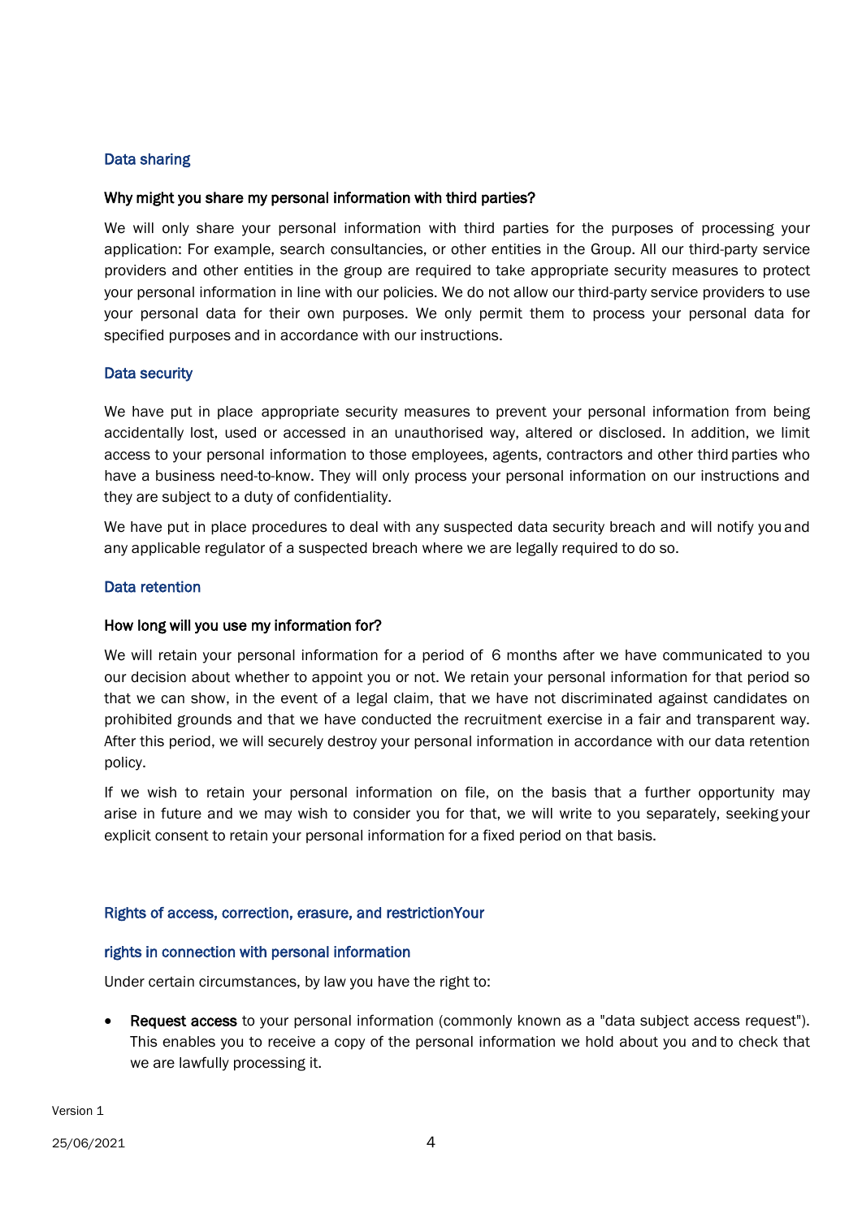## Data sharing

### Why might you share my personal information with third parties?

We will only share your personal information with third parties for the purposes of processing your application: For example, search consultancies, or other entities in the Group. All our third-party service providers and other entities in the group are required to take appropriate security measures to protect your personal information in line with our policies. We do not allow our third-party service providers to use your personal data for their own purposes. We only permit them to process your personal data for specified purposes and in accordance with our instructions.

## Data security

We have put in place appropriate security measures to prevent your personal information from being accidentally lost, used or accessed in an unauthorised way, altered or disclosed. In addition, we limit access to your personal information to those employees, agents, contractors and other third parties who have a business need-to-know. They will only process your personal information on our instructions and they are subject to a duty of confidentiality.

We have put in place procedures to deal with any suspected data security breach and will notify you and any applicable regulator of a suspected breach where we are legally required to do so.

## Data retention

### How long will you use my information for?

We will retain your personal information for a period of 6 months after we have communicated to you our decision about whether to appoint you or not. We retain your personal information for that period so that we can show, in the event of a legal claim, that we have not discriminated against candidates on prohibited grounds and that we have conducted the recruitment exercise in a fair and transparent way. After this period, we will securely destroy your personal information in accordance with our data retention policy.

If we wish to retain your personal information on file, on the basis that a further opportunity may arise in future and we may wish to consider you for that, we will write to you separately, seeking your explicit consent to retain your personal information for a fixed period on that basis.

## Rights of access, correction, erasure, and restrictionYour

## rights in connection with personal information

Under certain circumstances, by law you have the right to:

- **Request access** to your personal information (commonly known as a "data subject access request"). This enables you to receive a copy of the personal information we hold about you and to check that we are lawfully processing it.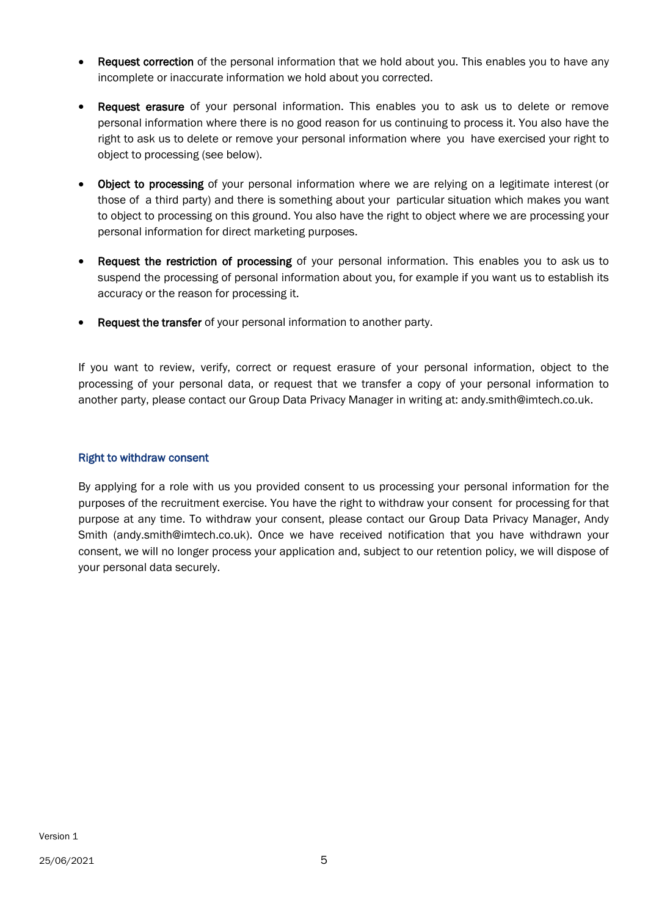- **Request correction** of the personal information that we hold about you. This enables you to have any incomplete or inaccurate information we hold about you corrected.
- **Request erasure** of your personal information. This enables you to ask us to delete or remove personal information where there is no good reason for us continuing to process it. You also have the right to ask us to delete or remove your personal information where you have exercised your right to object to processing (see below).
- **Object to processing** of your personal information where we are relying on a legitimate interest (or those of a third party) and there is something about your particular situation which makes you want to object to processing on this ground. You also have the right to object where we are processing your personal information for direct marketing purposes.
- **Request the restriction of processing** of your personal information. This enables you to ask us to suspend the processing of personal information about you, for example if you want us to establish its accuracy or the reason for processing it.
- **Request the transfer** of your personal information to another party.

If you want to review, verify, correct or request erasure of your personal information, object to the processing of your personal data, or request that we transfer a copy of your personal information to another party, please contact our Group Data Privacy Manager in writing at: andy.smith@imtech.co.uk.

### Right to withdraw consent

By applying for a role with us you provided consent to us processing your personal information for the purposes of the recruitment exercise. You have the right to withdraw your consent for processing for that purpose at any time. To withdraw your consent, please contact our Group Data Privacy Manager, Andy Smith (andy.smith@imtech.co.uk). Once we have received notification that you have withdrawn your consent, we will no longer process your application and, subject to our retention policy, we will dispose of your personal data securely.